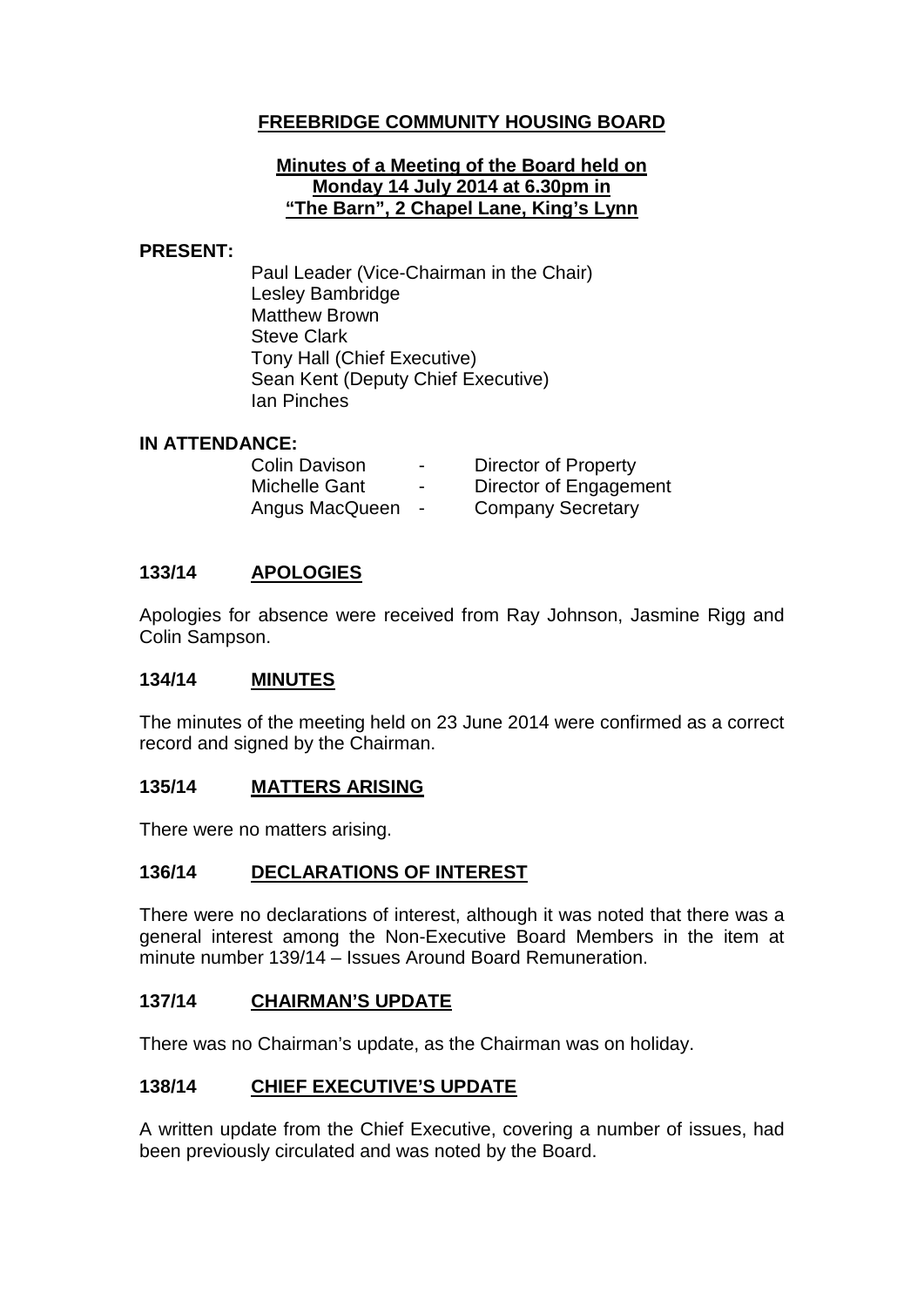# FREEBRIDGE COMMUNITY HOUSING BOARD

**Minutes of a Meeting of the Board held on Monday 14 July 2014 at 6.30pm in "The Barn", 2 Chapel Lane, King's Lynn**

**PRESENT:**

Paul Leader (Vice-Chairman in the Chair)
Lesley Bambridge
Matthew Brown
Steve Clark
Tony Hall (Chief Executive)
Sean Kent (Deputy Chief Executive)
Ian Pinches

**IN ATTENDANCE:**

| | | |
|---|---|---|
| Colin Davison | - | Director of Property |
| Michelle Gant | - | Director of Engagement |
| Angus MacQueen | - | Company Secretary |

## 133/14 APOLOGIES

Apologies for absence were received from Ray Johnson, Jasmine Rigg and Colin Sampson.

## 134/14 MINUTES

The minutes of the meeting held on 23 June 2014 were confirmed as a correct record and signed by the Chairman.

## 135/14 MATTERS ARISING

There were no matters arising.

## 136/14 DECLARATIONS OF INTEREST

There were no declarations of interest, although it was noted that there was a general interest among the Non-Executive Board Members in the item at minute number 139/14 – Issues Around Board Remuneration.

## 137/14 CHAIRMAN'S UPDATE

There was no Chairman's update, as the Chairman was on holiday.

## 138/14 CHIEF EXECUTIVE'S UPDATE

A written update from the Chief Executive, covering a number of issues, had been previously circulated and was noted by the Board.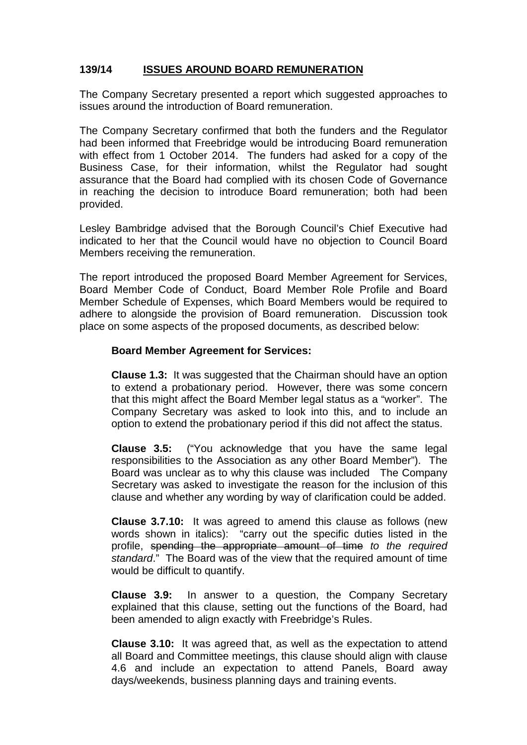## 139/14 ISSUES AROUND BOARD REMUNERATION

The Company Secretary presented a report which suggested approaches to issues around the introduction of Board remuneration.

The Company Secretary confirmed that both the funders and the Regulator had been informed that Freebridge would be introducing Board remuneration with effect from 1 October 2014. The funders had asked for a copy of the Business Case, for their information, whilst the Regulator had sought assurance that the Board had complied with its chosen Code of Governance in reaching the decision to introduce Board remuneration; both had been provided.

Lesley Bambridge advised that the Borough Council's Chief Executive had indicated to her that the Council would have no objection to Council Board Members receiving the remuneration.

The report introduced the proposed Board Member Agreement for Services, Board Member Code of Conduct, Board Member Role Profile and Board Member Schedule of Expenses, which Board Members would be required to adhere to alongside the provision of Board remuneration. Discussion took place on some aspects of the proposed documents, as described below:

**Board Member Agreement for Services:**

**Clause 1.3:** It was suggested that the Chairman should have an option to extend a probationary period. However, there was some concern that this might affect the Board Member legal status as a "worker". The Company Secretary was asked to look into this, and to include an option to extend the probationary period if this did not affect the status.

**Clause 3.5:** ("You acknowledge that you have the same legal responsibilities to the Association as any other Board Member"). The Board was unclear as to why this clause was included The Company Secretary was asked to investigate the reason for the inclusion of this clause and whether any wording by way of clarification could be added.

**Clause 3.7.10:** It was agreed to amend this clause as follows (new words shown in italics): "carry out the specific duties listed in the profile, ~~spending the appropriate amount of time~~ *to the required standard*." The Board was of the view that the required amount of time would be difficult to quantify.

**Clause 3.9:** In answer to a question, the Company Secretary explained that this clause, setting out the functions of the Board, had been amended to align exactly with Freebridge's Rules.

**Clause 3.10:** It was agreed that, as well as the expectation to attend all Board and Committee meetings, this clause should align with clause 4.6 and include an expectation to attend Panels, Board away days/weekends, business planning days and training events.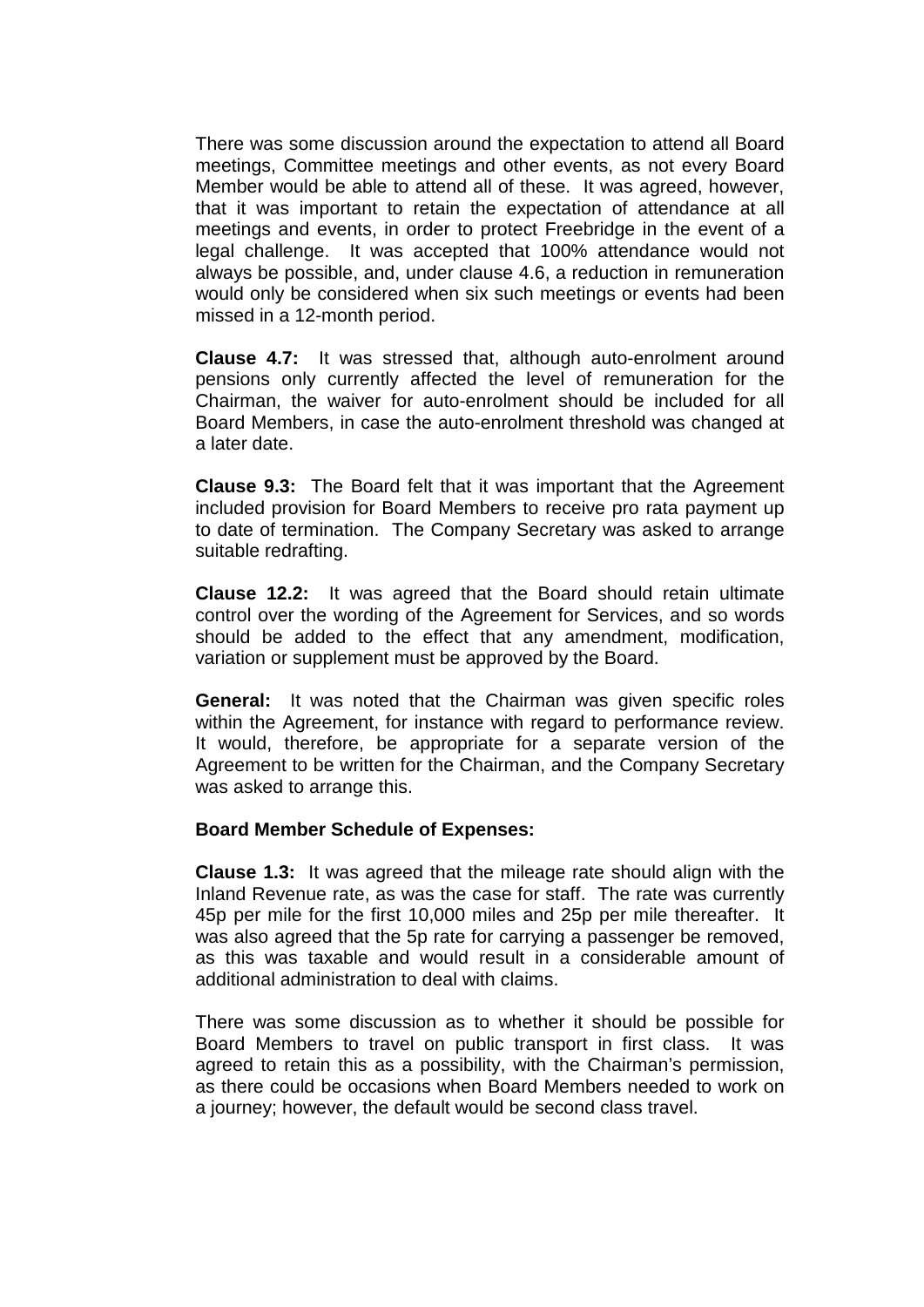There was some discussion around the expectation to attend all Board meetings, Committee meetings and other events, as not every Board Member would be able to attend all of these. It was agreed, however, that it was important to retain the expectation of attendance at all meetings and events, in order to protect Freebridge in the event of a legal challenge. It was accepted that 100% attendance would not always be possible, and, under clause 4.6, a reduction in remuneration would only be considered when six such meetings or events had been missed in a 12-month period.

**Clause 4.7:** It was stressed that, although auto-enrolment around pensions only currently affected the level of remuneration for the Chairman, the waiver for auto-enrolment should be included for all Board Members, in case the auto-enrolment threshold was changed at a later date.

**Clause 9.3:** The Board felt that it was important that the Agreement included provision for Board Members to receive pro rata payment up to date of termination. The Company Secretary was asked to arrange suitable redrafting.

**Clause 12.2:** It was agreed that the Board should retain ultimate control over the wording of the Agreement for Services, and so words should be added to the effect that any amendment, modification, variation or supplement must be approved by the Board.

**General:** It was noted that the Chairman was given specific roles within the Agreement, for instance with regard to performance review. It would, therefore, be appropriate for a separate version of the Agreement to be written for the Chairman, and the Company Secretary was asked to arrange this.

**Board Member Schedule of Expenses:**

**Clause 1.3:** It was agreed that the mileage rate should align with the Inland Revenue rate, as was the case for staff. The rate was currently 45p per mile for the first 10,000 miles and 25p per mile thereafter. It was also agreed that the 5p rate for carrying a passenger be removed, as this was taxable and would result in a considerable amount of additional administration to deal with claims.

There was some discussion as to whether it should be possible for Board Members to travel on public transport in first class. It was agreed to retain this as a possibility, with the Chairman's permission, as there could be occasions when Board Members needed to work on a journey; however, the default would be second class travel.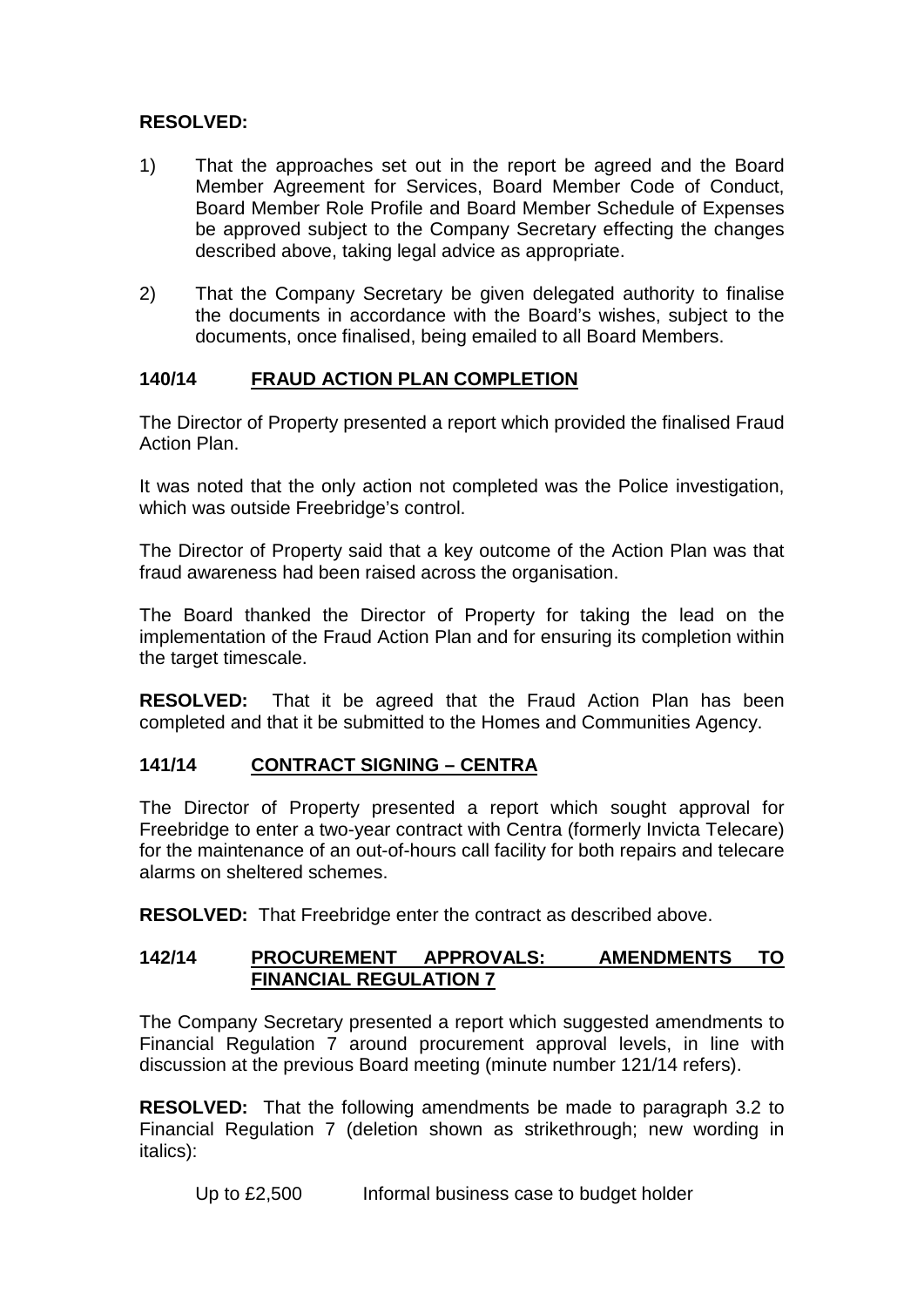**RESOLVED:**

1) That the approaches set out in the report be agreed and the Board Member Agreement for Services, Board Member Code of Conduct, Board Member Role Profile and Board Member Schedule of Expenses be approved subject to the Company Secretary effecting the changes described above, taking legal advice as appropriate.

2) That the Company Secretary be given delegated authority to finalise the documents in accordance with the Board's wishes, subject to the documents, once finalised, being emailed to all Board Members.

## 140/14 FRAUD ACTION PLAN COMPLETION

The Director of Property presented a report which provided the finalised Fraud Action Plan.

It was noted that the only action not completed was the Police investigation, which was outside Freebridge's control.

The Director of Property said that a key outcome of the Action Plan was that fraud awareness had been raised across the organisation.

The Board thanked the Director of Property for taking the lead on the implementation of the Fraud Action Plan and for ensuring its completion within the target timescale.

**RESOLVED:** That it be agreed that the Fraud Action Plan has been completed and that it be submitted to the Homes and Communities Agency.

## 141/14 CONTRACT SIGNING – CENTRA

The Director of Property presented a report which sought approval for Freebridge to enter a two-year contract with Centra (formerly Invicta Telecare) for the maintenance of an out-of-hours call facility for both repairs and telecare alarms on sheltered schemes.

**RESOLVED:** That Freebridge enter the contract as described above.

## 142/14 PROCUREMENT APPROVALS: AMENDMENTS TO FINANCIAL REGULATION 7

The Company Secretary presented a report which suggested amendments to Financial Regulation 7 around procurement approval levels, in line with discussion at the previous Board meeting (minute number 121/14 refers).

**RESOLVED:** That the following amendments be made to paragraph 3.2 to Financial Regulation 7 (deletion shown as strikethrough; new wording in italics):

Up to £2,500 Informal business case to budget holder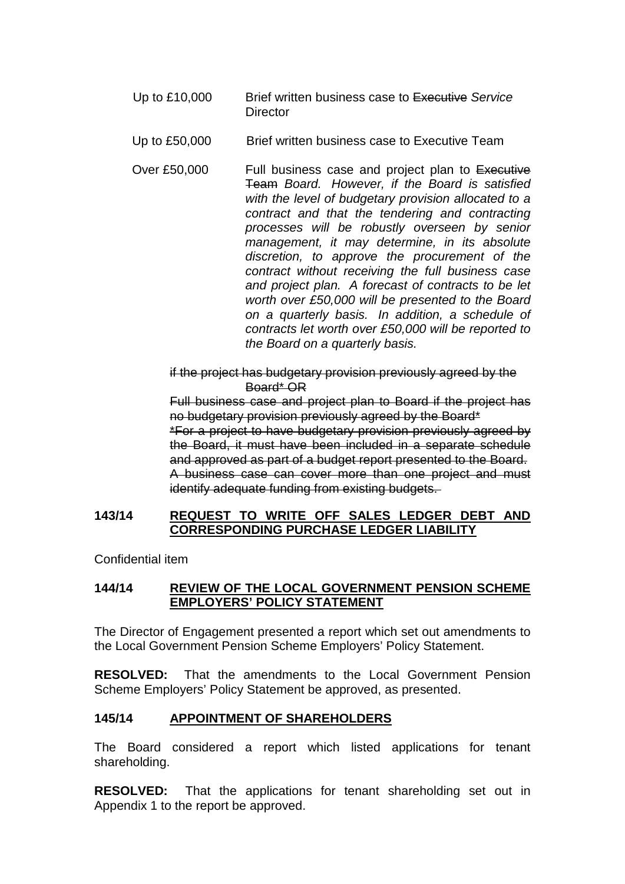| | |
|---|---|
| Up to £10,000 | Brief written business case to ~~Executive~~ *Service* Director |
| Up to £50,000 | Brief written business case to Executive Team |
| Over £50,000 | Full business case and project plan to ~~Executive Team~~ *Board. However, if the Board is satisfied with the level of budgetary provision allocated to a contract and that the tendering and contracting processes will be robustly overseen by senior management, it may determine, in its absolute discretion, to approve the procurement of the contract without receiving the full business case and project plan. A forecast of contracts to be let worth over £50,000 will be presented to the Board on a quarterly basis. In addition, a schedule of contracts let worth over £50,000 will be reported to the Board on a quarterly basis.* |

~~if the project has budgetary provision previously agreed by the Board* OR~~

~~Full business case and project plan to Board if the project has no budgetary provision previously agreed by the Board*~~

~~*For a project to have budgetary provision previously agreed by the Board, it must have been included in a separate schedule and approved as part of a budget report presented to the Board. A business case can cover more than one project and must identify adequate funding from existing budgets.~~

## 143/14 REQUEST TO WRITE OFF SALES LEDGER DEBT AND CORRESPONDING PURCHASE LEDGER LIABILITY

Confidential item

## 144/14 REVIEW OF THE LOCAL GOVERNMENT PENSION SCHEME EMPLOYERS' POLICY STATEMENT

The Director of Engagement presented a report which set out amendments to the Local Government Pension Scheme Employers' Policy Statement.

**RESOLVED:** That the amendments to the Local Government Pension Scheme Employers' Policy Statement be approved, as presented.

## 145/14 APPOINTMENT OF SHAREHOLDERS

The Board considered a report which listed applications for tenant shareholding.

**RESOLVED:** That the applications for tenant shareholding set out in Appendix 1 to the report be approved.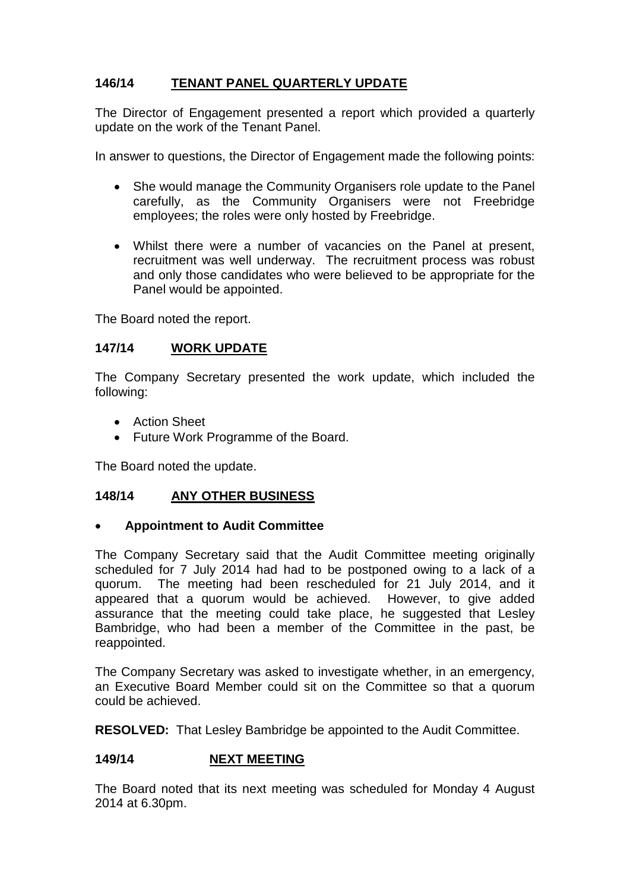## 146/14 TENANT PANEL QUARTERLY UPDATE

The Director of Engagement presented a report which provided a quarterly update on the work of the Tenant Panel.

In answer to questions, the Director of Engagement made the following points:

- She would manage the Community Organisers role update to the Panel carefully, as the Community Organisers were not Freebridge employees; the roles were only hosted by Freebridge.

- Whilst there were a number of vacancies on the Panel at present, recruitment was well underway. The recruitment process was robust and only those candidates who were believed to be appropriate for the Panel would be appointed.

The Board noted the report.

## 147/14 WORK UPDATE

The Company Secretary presented the work update, which included the following:

- Action Sheet
- Future Work Programme of the Board.

The Board noted the update.

## 148/14 ANY OTHER BUSINESS

- **Appointment to Audit Committee**

The Company Secretary said that the Audit Committee meeting originally scheduled for 7 July 2014 had had to be postponed owing to a lack of a quorum. The meeting had been rescheduled for 21 July 2014, and it appeared that a quorum would be achieved. However, to give added assurance that the meeting could take place, he suggested that Lesley Bambridge, who had been a member of the Committee in the past, be reappointed.

The Company Secretary was asked to investigate whether, in an emergency, an Executive Board Member could sit on the Committee so that a quorum could be achieved.

**RESOLVED:** That Lesley Bambridge be appointed to the Audit Committee.

## 149/14 NEXT MEETING

The Board noted that its next meeting was scheduled for Monday 4 August 2014 at 6.30pm.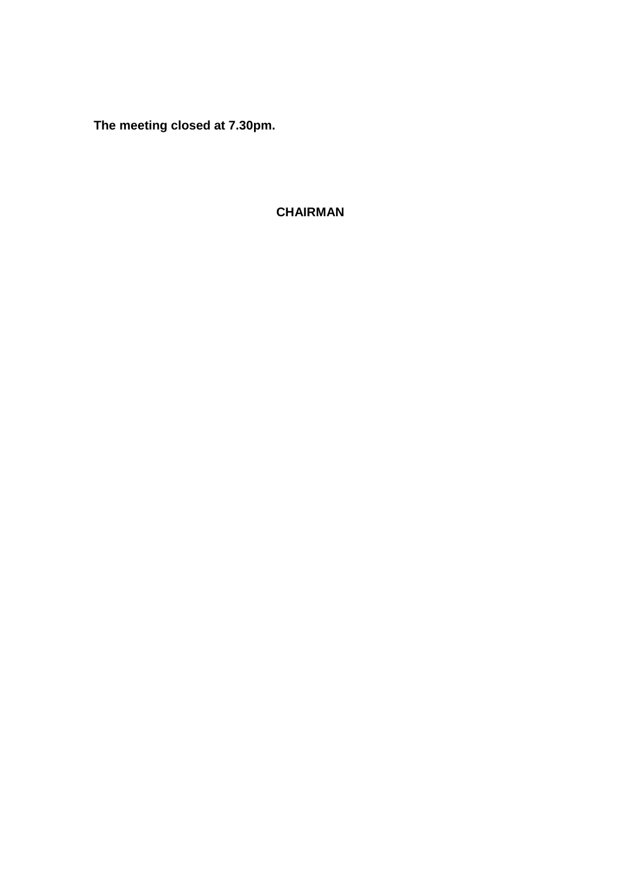**The meeting closed at 7.30pm.**

**CHAIRMAN**